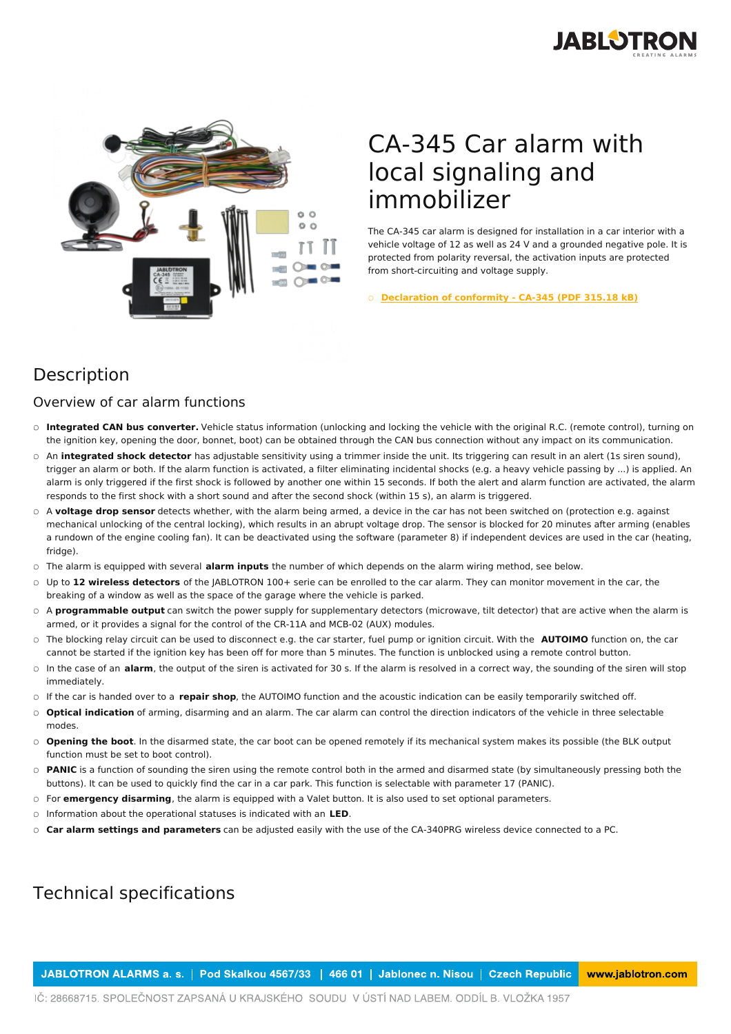# CA-345 Car alarm with local signaling and immobilizer

The CA-345 car alarm is designed for installation in a car interior with a vehicle voltage of 12 as well as 24 V and a grounded negative pole. It is protected from polarity reversal, the activation inputs are protected from short-circuiting and voltage supply.

- **Declaration of conformity - CA-345 (PDF 315.18 kB)**

## Description

### Overview of car alarm functions

- **Integrated CAN bus converter.** Vehicle status information (unlocking and locking the vehicle with the original R.C. (remote control), turning on the ignition key, opening the door, bonnet, boot) can be obtained through the CAN bus connection without any impact on its communication.
- An **integrated shock detector** has adjustable sensitivity using a trimmer inside the unit. Its triggering can result in an alert (1s siren sound), trigger an alarm or both. If the alarm function is activated, a filter eliminating incidental shocks (e.g. a heavy vehicle passing by ...) is applied. An alarm is only triggered if the first shock is followed by another one within 15 seconds. If both the alert and alarm function are activated, the alarm responds to the first shock with a short sound and after the second shock (within 15 s), an alarm is triggered.
- A **voltage drop sensor** detects whether, with the alarm being armed, a device in the car has not been switched on (protection e.g. against mechanical unlocking of the central locking), which results in an abrupt voltage drop. The sensor is blocked for 20 minutes after arming (enables a rundown of the engine cooling fan). It can be deactivated using the software (parameter 8) if independent devices are used in the car (heating, fridge).
- The alarm is equipped with several **alarm inputs** the number of which depends on the alarm wiring method, see below.
- Up to **12 wireless detectors** of the JABLOTRON 100+ serie can be enrolled to the car alarm. They can monitor movement in the car, the breaking of a window as well as the space of the garage where the vehicle is parked.
- A **programmable output** can switch the power supply for supplementary detectors (microwave, tilt detector) that are active when the alarm is armed, or it provides a signal for the control of the CR-11A and MCB-02 (AUX) modules.
- The blocking relay circuit can be used to disconnect e.g. the car starter, fuel pump or ignition circuit. With the **AUTOIMO** function on, the car cannot be started if the ignition key has been off for more than 5 minutes. The function is unblocked using a remote control button.
- In the case of an **alarm**, the output of the siren is activated for 30 s. If the alarm is resolved in a correct way, the sounding of the siren will stop immediately.
- If the car is handed over to a **repair shop**, the AUTOIMO function and the acoustic indication can be easily temporarily switched off.
- **Optical indication** of arming, disarming and an alarm. The car alarm can control the direction indicators of the vehicle in three selectable modes.
- **Opening the boot**. In the disarmed state, the car boot can be opened remotely if its mechanical system makes its possible (the BLK output function must be set to boot control).
- **PANIC** is a function of sounding the siren using the remote control both in the armed and disarmed state (by simultaneously pressing both the buttons). It can be used to quickly find the car in a car park. This function is selectable with parameter 17 (PANIC).
- For **emergency disarming**, the alarm is equipped with a Valet button. It is also used to set optional parameters.
- Information about the operational statuses is indicated with an **LED**.
- **Car alarm settings and parameters** can be adjusted easily with the use of the CA-340PRG wireless device connected to a PC.

## Technical specifications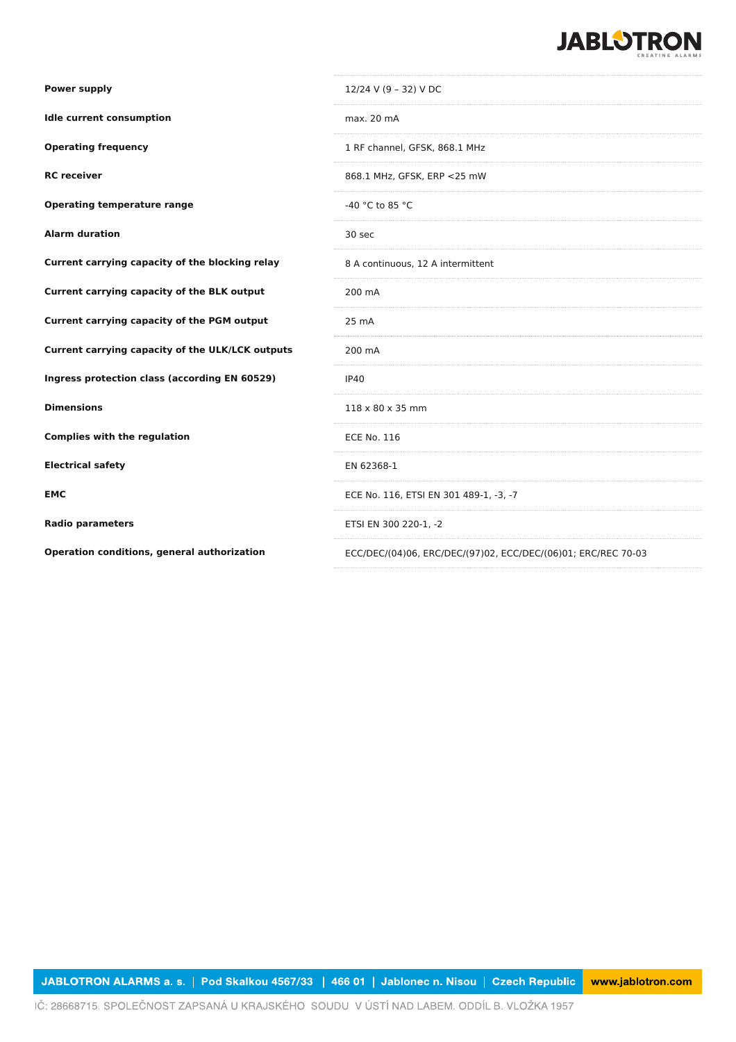| | |
|---|---|
| **Power supply** | 12/24 V (9 – 32) V DC |
| **Idle current consumption** | max. 20 mA |
| **Operating frequency** | 1 RF channel, GFSK, 868.1 MHz |
| **RC receiver** | 868.1 MHz, GFSK, ERP <25 mW |
| **Operating temperature range** | -40 °C to 85 °C |
| **Alarm duration** | 30 sec |
| **Current carrying capacity of the blocking relay** | 8 A continuous, 12 A intermittent |
| **Current carrying capacity of the BLK output** | 200 mA |
| **Current carrying capacity of the PGM output** | 25 mA |
| **Current carrying capacity of the ULK/LCK outputs** | 200 mA |
| **Ingress protection class (according EN 60529)** | IP40 |
| **Dimensions** | 118 x 80 x 35 mm |
| **Complies with the regulation** | ECE No. 116 |
| **Electrical safety** | EN 62368-1 |
| **EMC** | ECE No. 116, ETSI EN 301 489-1, -3, -7 |
| **Radio parameters** | ETSI EN 300 220-1, -2 |
| **Operation conditions, general authorization** | ECC/DEC/(04)06, ERC/DEC/(97)02, ECC/DEC/(06)01; ERC/REC 70-03 |

JABLOTRON ALARMS a. s. | Pod Skalkou 4567/33 | 466 01 | Jablonec n. Nisou | Czech Republic | www.jablotron.com

IČ: 28668715. SPOLEČNOST ZAPSANÁ U KRAJSKÉHO SOUDU V ÚSTÍ NAD LABEM. ODDÍL B. VLOŽKA 1957